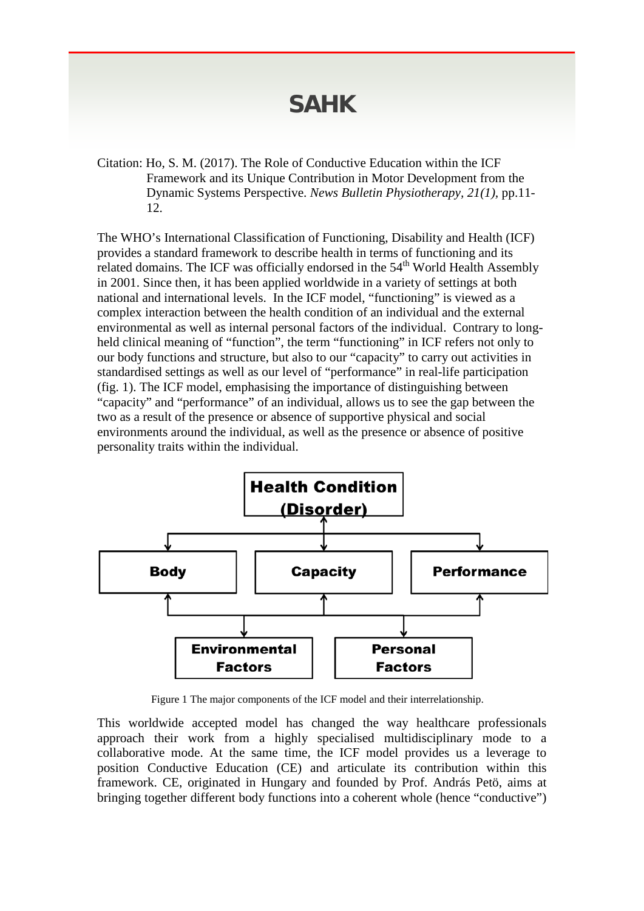# SAHK

Citation: Ho, S. M. (2017). The Role of Conductive Education within the ICF Framework and its Unique Contribution in Motor Development from the Dynamic Systems Perspective. *News Bulletin Physiotherapy, 21(1)*, pp.11-12.

The WHO's International Classification of Functioning, Disability and Health (ICF) provides a standard framework to describe health in terms of functioning and its related domains. The ICF was officially endorsed in the 54th World Health Assembly in 2001. Since then, it has been applied worldwide in a variety of settings at both national and international levels. In the ICF model, "functioning" is viewed as a complex interaction between the health condition of an individual and the external environmental as well as internal personal factors of the individual. Contrary to long-held clinical meaning of "function", the term "functioning" in ICF refers not only to our body functions and structure, but also to our "capacity" to carry out activities in standardised settings as well as our level of "performance" in real-life participation (fig. 1). The ICF model, emphasising the importance of distinguishing between "capacity" and "performance" of an individual, allows us to see the gap between the two as a result of the presence or absence of supportive physical and social environments around the individual, as well as the presence or absence of positive personality traits within the individual.

**Health Condition (Disorder)**

**Body** | **Capacity** | **Performance**

**Environmental Factors** | **Personal Factors**

Figure 1 The major components of the ICF model and their interrelationship.

This worldwide accepted model has changed the way healthcare professionals approach their work from a highly specialised multidisciplinary mode to a collaborative mode. At the same time, the ICF model provides us a leverage to position Conductive Education (CE) and articulate its contribution within this framework. CE, originated in Hungary and founded by Prof. András Petö, aims at bringing together different body functions into a coherent whole (hence "conductive")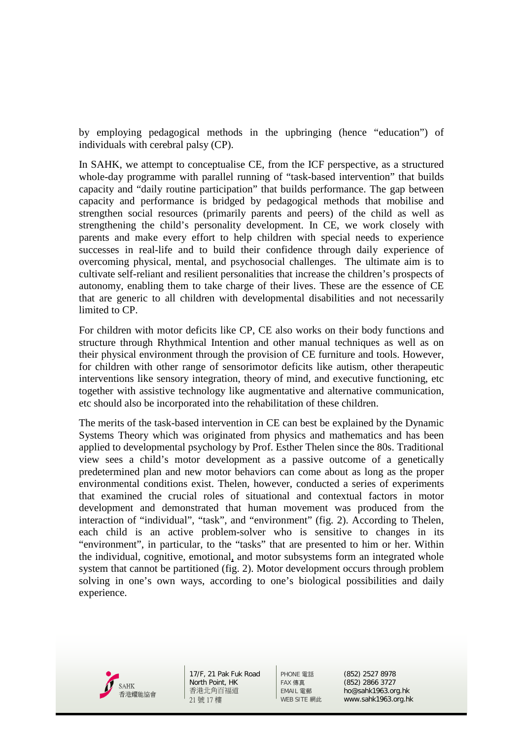by employing pedagogical methods in the upbringing (hence "education") of individuals with cerebral palsy (CP).

In SAHK, we attempt to conceptualise CE, from the ICF perspective, as a structured whole-day programme with parallel running of "task-based intervention" that builds capacity and "daily routine participation" that builds performance. The gap between capacity and performance is bridged by pedagogical methods that mobilise and strengthen social resources (primarily parents and peers) of the child as well as strengthening the child's personality development. In CE, we work closely with parents and make every effort to help children with special needs to experience successes in real-life and to build their confidence through daily experience of overcoming physical, mental, and psychosocial challenges. The ultimate aim is to cultivate self-reliant and resilient personalities that increase the children's prospects of autonomy, enabling them to take charge of their lives. These are the essence of CE that are generic to all children with developmental disabilities and not necessarily limited to CP.

For children with motor deficits like CP, CE also works on their body functions and structure through Rhythmical Intention and other manual techniques as well as on their physical environment through the provision of CE furniture and tools. However, for children with other range of sensorimotor deficits like autism, other therapeutic interventions like sensory integration, theory of mind, and executive functioning, etc together with assistive technology like augmentative and alternative communication, etc should also be incorporated into the rehabilitation of these children.

The merits of the task-based intervention in CE can best be explained by the Dynamic Systems Theory which was originated from physics and mathematics and has been applied to developmental psychology by Prof. Esther Thelen since the 80s. Traditional view sees a child's motor development as a passive outcome of a genetically predetermined plan and new motor behaviors can come about as long as the proper environmental conditions exist. Thelen, however, conducted a series of experiments that examined the crucial roles of situational and contextual factors in motor development and demonstrated that human movement was produced from the interaction of "individual", "task", and "environment" (fig. 2). According to Thelen, each child is an active problem-solver who is sensitive to changes in its "environment", in particular, to the "tasks" that are presented to him or her. Within the individual, cognitive, emotional, and motor subsystems form an integrated whole system that cannot be partitioned (fig. 2). Motor development occurs through problem solving in one's own ways, according to one's biological possibilities and daily experience.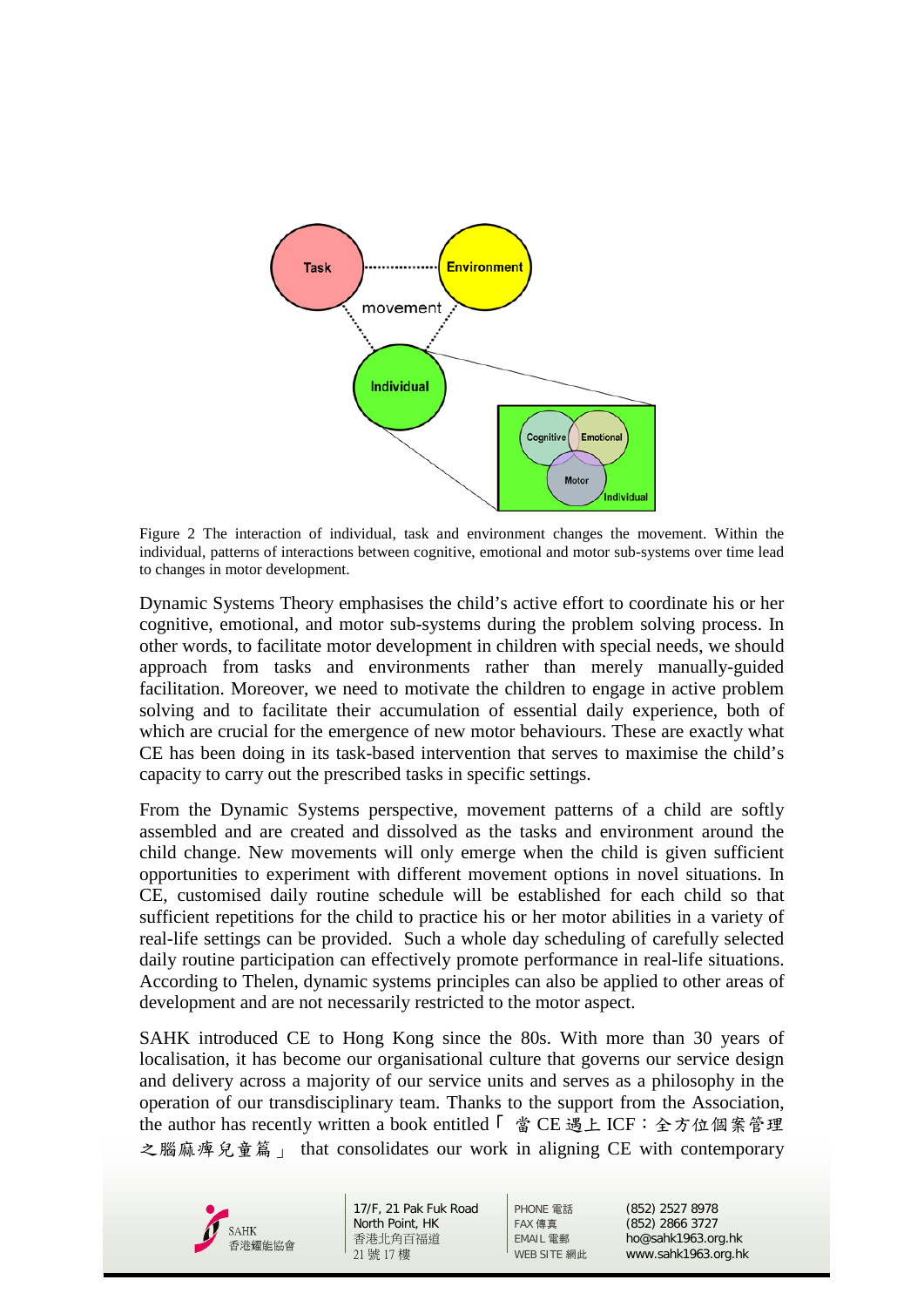Figure 2 The interaction of individual, task and environment changes the movement. Within the individual, patterns of interactions between cognitive, emotional and motor sub-systems over time lead to changes in motor development.

Dynamic Systems Theory emphasises the child's active effort to coordinate his or her cognitive, emotional, and motor sub-systems during the problem solving process. In other words, to facilitate motor development in children with special needs, we should approach from tasks and environments rather than merely manually-guided facilitation. Moreover, we need to motivate the children to engage in active problem solving and to facilitate their accumulation of essential daily experience, both of which are crucial for the emergence of new motor behaviours. These are exactly what CE has been doing in its task-based intervention that serves to maximise the child's capacity to carry out the prescribed tasks in specific settings.

From the Dynamic Systems perspective, movement patterns of a child are softly assembled and are created and dissolved as the tasks and environment around the child change. New movements will only emerge when the child is given sufficient opportunities to experiment with different movement options in novel situations. In CE, customised daily routine schedule will be established for each child so that sufficient repetitions for the child to practice his or her motor abilities in a variety of real-life settings can be provided. Such a whole day scheduling of carefully selected daily routine participation can effectively promote performance in real-life situations. According to Thelen, dynamic systems principles can also be applied to other areas of development and are not necessarily restricted to the motor aspect.

SAHK introduced CE to Hong Kong since the 80s. With more than 30 years of localisation, it has become our organisational culture that governs our service design and delivery across a majority of our service units and serves as a philosophy in the operation of our transdisciplinary team. Thanks to the support from the Association, the author has recently written a book entitled「當 CE 遇上 ICF：全方位個案管理之腦麻痺兒童篇」 that consolidates our work in aligning CE with contemporary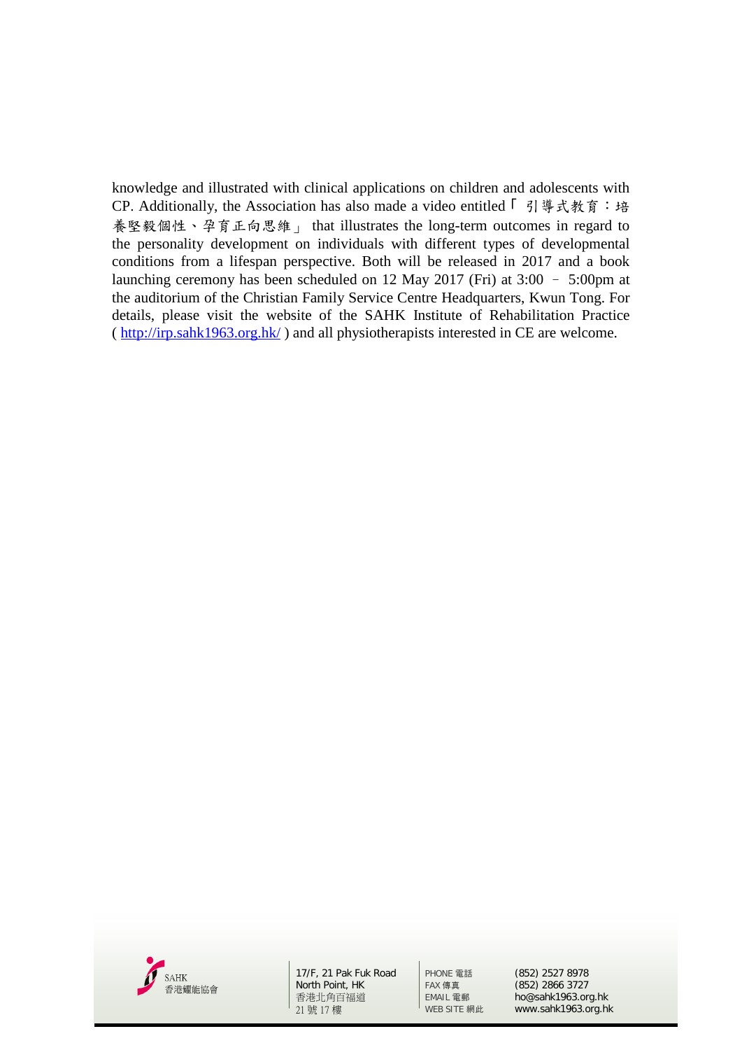knowledge and illustrated with clinical applications on children and adolescents with CP. Additionally, the Association has also made a video entitled「引導式教育：培養堅毅個性、孕育正向思維」 that illustrates the long-term outcomes in regard to the personality development on individuals with different types of developmental conditions from a lifespan perspective. Both will be released in 2017 and a book launching ceremony has been scheduled on 12 May 2017 (Fri) at 3:00 – 5:00pm at the auditorium of the Christian Family Service Centre Headquarters, Kwun Tong. For details, please visit the website of the SAHK Institute of Rehabilitation Practice ( http://irp.sahk1963.org.hk/ ) and all physiotherapists interested in CE are welcome.